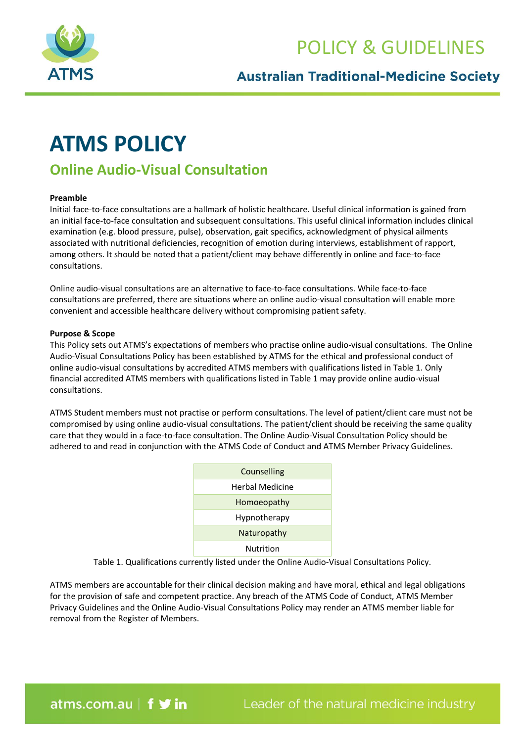# ATMS POLICY

## Online Audio-Visual Consultation

**Preamble**

Initial face-to-face consultations are a hallmark of holistic healthcare. Useful clinical information is gained from an initial face-to-face consultation and subsequent consultations. This useful clinical information includes clinical examination (e.g. blood pressure, pulse), observation, gait specifics, acknowledgment of physical ailments associated with nutritional deficiencies, recognition of emotion during interviews, establishment of rapport, among others. It should be noted that a patient/client may behave differently in online and face-to-face consultations.

Online audio-visual consultations are an alternative to face-to-face consultations. While face-to-face consultations are preferred, there are situations where an online audio-visual consultation will enable more convenient and accessible healthcare delivery without compromising patient safety.

**Purpose & Scope**

This Policy sets out ATMS's expectations of members who practise online audio-visual consultations. The Online Audio-Visual Consultations Policy has been established by ATMS for the ethical and professional conduct of online audio-visual consultations by accredited ATMS members with qualifications listed in Table 1. Only financial accredited ATMS members with qualifications listed in Table 1 may provide online audio-visual consultations.

ATMS Student members must not practise or perform consultations. The level of patient/client care must not be compromised by using online audio-visual consultations. The patient/client should be receiving the same quality care that they would in a face-to-face consultation. The Online Audio-Visual Consultation Policy should be adhered to and read in conjunction with the ATMS Code of Conduct and ATMS Member Privacy Guidelines.

| Qualifications |
|---|
| Counselling |
| Herbal Medicine |
| Homoeopathy |
| Hypnotherapy |
| Naturopathy |
| Nutrition |

Table 1. Qualifications currently listed under the Online Audio-Visual Consultations Policy.

ATMS members are accountable for their clinical decision making and have moral, ethical and legal obligations for the provision of safe and competent practice. Any breach of the ATMS Code of Conduct, ATMS Member Privacy Guidelines and the Online Audio-Visual Consultations Policy may render an ATMS member liable for removal from the Register of Members.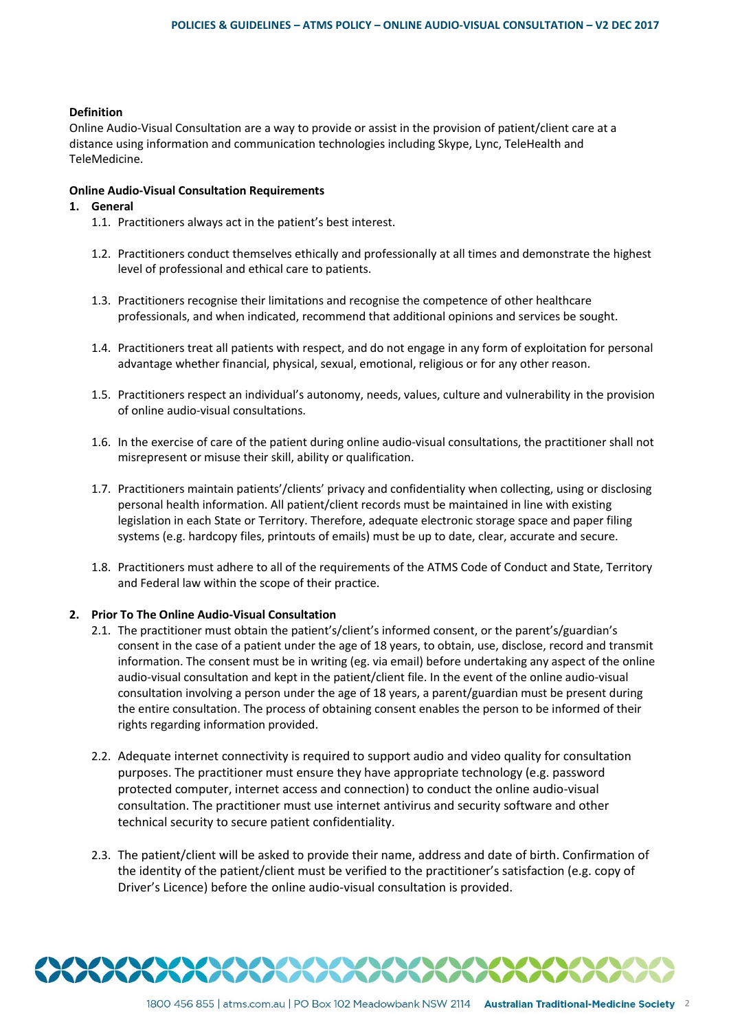**Definition**

Online Audio-Visual Consultation are a way to provide or assist in the provision of patient/client care at a distance using information and communication technologies including Skype, Lync, TeleHealth and TeleMedicine.

**Online Audio-Visual Consultation Requirements**

1. **General**

   1.1. Practitioners always act in the patient's best interest.

   1.2. Practitioners conduct themselves ethically and professionally at all times and demonstrate the highest level of professional and ethical care to patients.

   1.3. Practitioners recognise their limitations and recognise the competence of other healthcare professionals, and when indicated, recommend that additional opinions and services be sought.

   1.4. Practitioners treat all patients with respect, and do not engage in any form of exploitation for personal advantage whether financial, physical, sexual, emotional, religious or for any other reason.

   1.5. Practitioners respect an individual's autonomy, needs, values, culture and vulnerability in the provision of online audio-visual consultations.

   1.6. In the exercise of care of the patient during online audio-visual consultations, the practitioner shall not misrepresent or misuse their skill, ability or qualification.

   1.7. Practitioners maintain patients'/clients' privacy and confidentiality when collecting, using or disclosing personal health information. All patient/client records must be maintained in line with existing legislation in each State or Territory. Therefore, adequate electronic storage space and paper filing systems (e.g. hardcopy files, printouts of emails) must be up to date, clear, accurate and secure.

   1.8. Practitioners must adhere to all of the requirements of the ATMS Code of Conduct and State, Territory and Federal law within the scope of their practice.

2. **Prior To The Online Audio-Visual Consultation**

   2.1. The practitioner must obtain the patient's/client's informed consent, or the parent's/guardian's consent in the case of a patient under the age of 18 years, to obtain, use, disclose, record and transmit information. The consent must be in writing (eg. via email) before undertaking any aspect of the online audio-visual consultation and kept in the patient/client file. In the event of the online audio-visual consultation involving a person under the age of 18 years, a parent/guardian must be present during the entire consultation. The process of obtaining consent enables the person to be informed of their rights regarding information provided.

   2.2. Adequate internet connectivity is required to support audio and video quality for consultation purposes. The practitioner must ensure they have appropriate technology (e.g. password protected computer, internet access and connection) to conduct the online audio-visual consultation. The practitioner must use internet antivirus and security software and other technical security to secure patient confidentiality.

   2.3. The patient/client will be asked to provide their name, address and date of birth. Confirmation of the identity of the patient/client must be verified to the practitioner's satisfaction (e.g. copy of Driver's Licence) before the online audio-visual consultation is provided.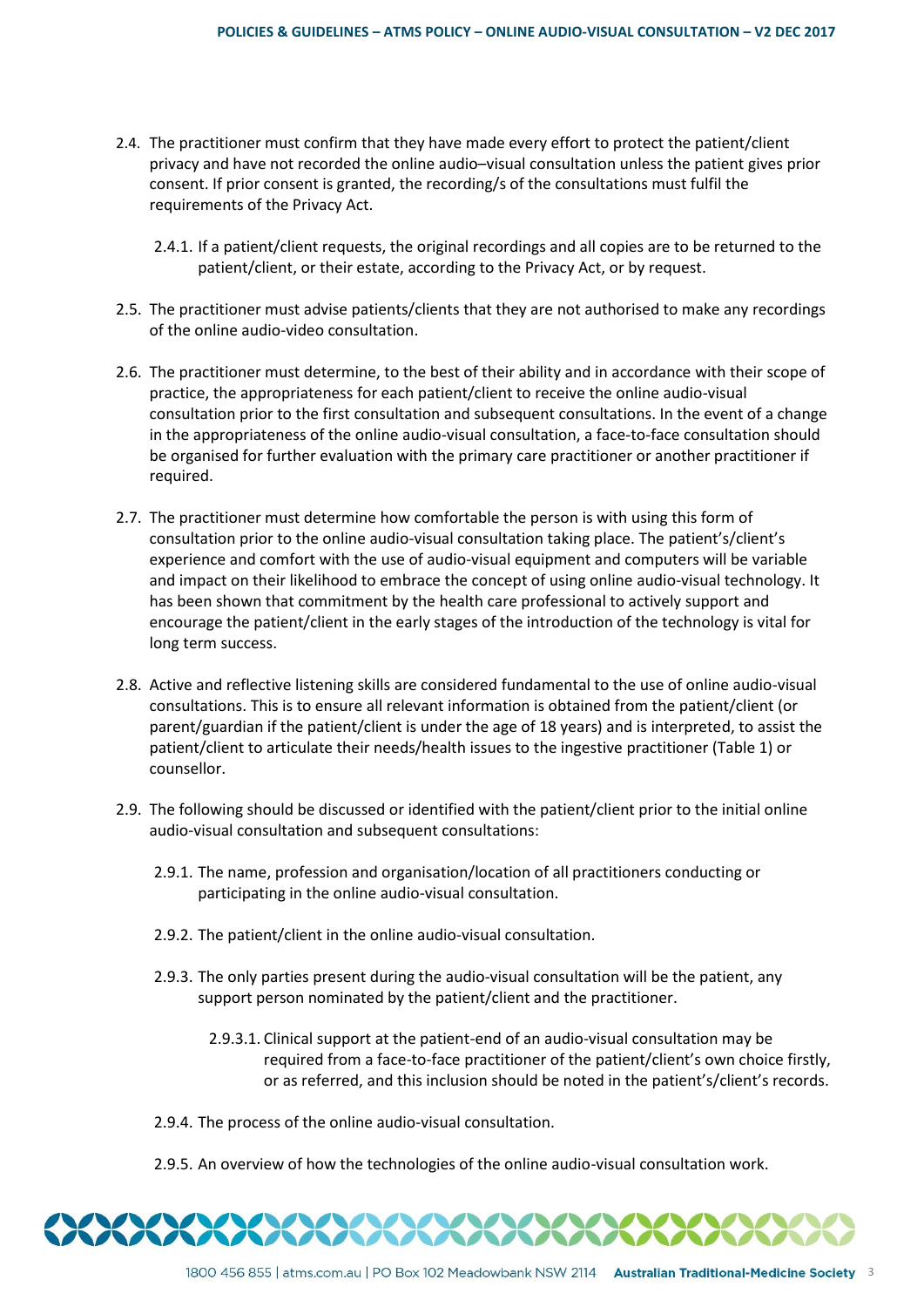2.4. The practitioner must confirm that they have made every effort to protect the patient/client privacy and have not recorded the online audio–visual consultation unless the patient gives prior consent. If prior consent is granted, the recording/s of the consultations must fulfil the requirements of the Privacy Act.

   2.4.1. If a patient/client requests, the original recordings and all copies are to be returned to the patient/client, or their estate, according to the Privacy Act, or by request.

2.5. The practitioner must advise patients/clients that they are not authorised to make any recordings of the online audio-video consultation.

2.6. The practitioner must determine, to the best of their ability and in accordance with their scope of practice, the appropriateness for each patient/client to receive the online audio-visual consultation prior to the first consultation and subsequent consultations. In the event of a change in the appropriateness of the online audio-visual consultation, a face-to-face consultation should be organised for further evaluation with the primary care practitioner or another practitioner if required.

2.7. The practitioner must determine how comfortable the person is with using this form of consultation prior to the online audio-visual consultation taking place. The patient's/client's experience and comfort with the use of audio-visual equipment and computers will be variable and impact on their likelihood to embrace the concept of using online audio-visual technology. It has been shown that commitment by the health care professional to actively support and encourage the patient/client in the early stages of the introduction of the technology is vital for long term success.

2.8. Active and reflective listening skills are considered fundamental to the use of online audio-visual consultations. This is to ensure all relevant information is obtained from the patient/client (or parent/guardian if the patient/client is under the age of 18 years) and is interpreted, to assist the patient/client to articulate their needs/health issues to the ingestive practitioner (Table 1) or counsellor.

2.9. The following should be discussed or identified with the patient/client prior to the initial online audio-visual consultation and subsequent consultations:

   2.9.1. The name, profession and organisation/location of all practitioners conducting or participating in the online audio-visual consultation.

   2.9.2. The patient/client in the online audio-visual consultation.

   2.9.3. The only parties present during the audio-visual consultation will be the patient, any support person nominated by the patient/client and the practitioner.

      2.9.3.1. Clinical support at the patient-end of an audio-visual consultation may be required from a face-to-face practitioner of the patient/client's own choice firstly, or as referred, and this inclusion should be noted in the patient's/client's records.

   2.9.4. The process of the online audio-visual consultation.

   2.9.5. An overview of how the technologies of the online audio-visual consultation work.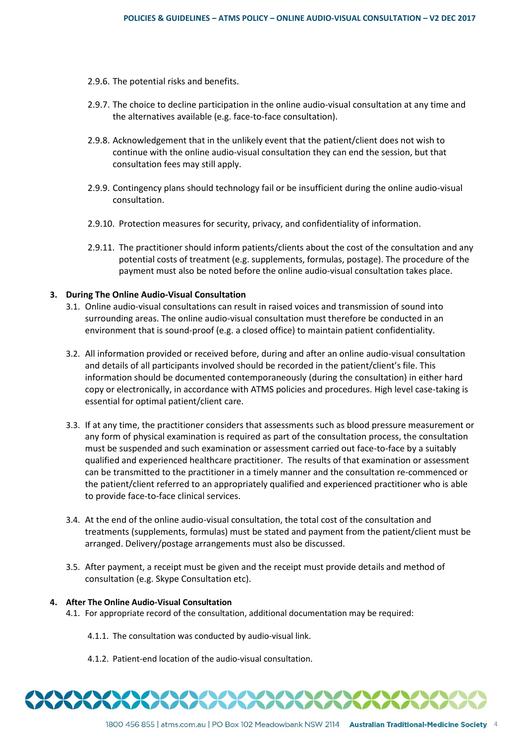2.9.6. The potential risks and benefits.

2.9.7. The choice to decline participation in the online audio-visual consultation at any time and the alternatives available (e.g. face-to-face consultation).

2.9.8. Acknowledgement that in the unlikely event that the patient/client does not wish to continue with the online audio-visual consultation they can end the session, but that consultation fees may still apply.

2.9.9. Contingency plans should technology fail or be insufficient during the online audio-visual consultation.

2.9.10. Protection measures for security, privacy, and confidentiality of information.

2.9.11. The practitioner should inform patients/clients about the cost of the consultation and any potential costs of treatment (e.g. supplements, formulas, postage). The procedure of the payment must also be noted before the online audio-visual consultation takes place.

## 3. During The Online Audio-Visual Consultation

3.1. Online audio-visual consultations can result in raised voices and transmission of sound into surrounding areas. The online audio-visual consultation must therefore be conducted in an environment that is sound-proof (e.g. a closed office) to maintain patient confidentiality.

3.2. All information provided or received before, during and after an online audio-visual consultation and details of all participants involved should be recorded in the patient/client's file. This information should be documented contemporaneously (during the consultation) in either hard copy or electronically, in accordance with ATMS policies and procedures. High level case-taking is essential for optimal patient/client care.

3.3. If at any time, the practitioner considers that assessments such as blood pressure measurement or any form of physical examination is required as part of the consultation process, the consultation must be suspended and such examination or assessment carried out face-to-face by a suitably qualified and experienced healthcare practitioner. The results of that examination or assessment can be transmitted to the practitioner in a timely manner and the consultation re-commenced or the patient/client referred to an appropriately qualified and experienced practitioner who is able to provide face-to-face clinical services.

3.4. At the end of the online audio-visual consultation, the total cost of the consultation and treatments (supplements, formulas) must be stated and payment from the patient/client must be arranged. Delivery/postage arrangements must also be discussed.

3.5. After payment, a receipt must be given and the receipt must provide details and method of consultation (e.g. Skype Consultation etc).

## 4. After The Online Audio-Visual Consultation

4.1. For appropriate record of the consultation, additional documentation may be required:

4.1.1. The consultation was conducted by audio-visual link.

4.1.2. Patient-end location of the audio-visual consultation.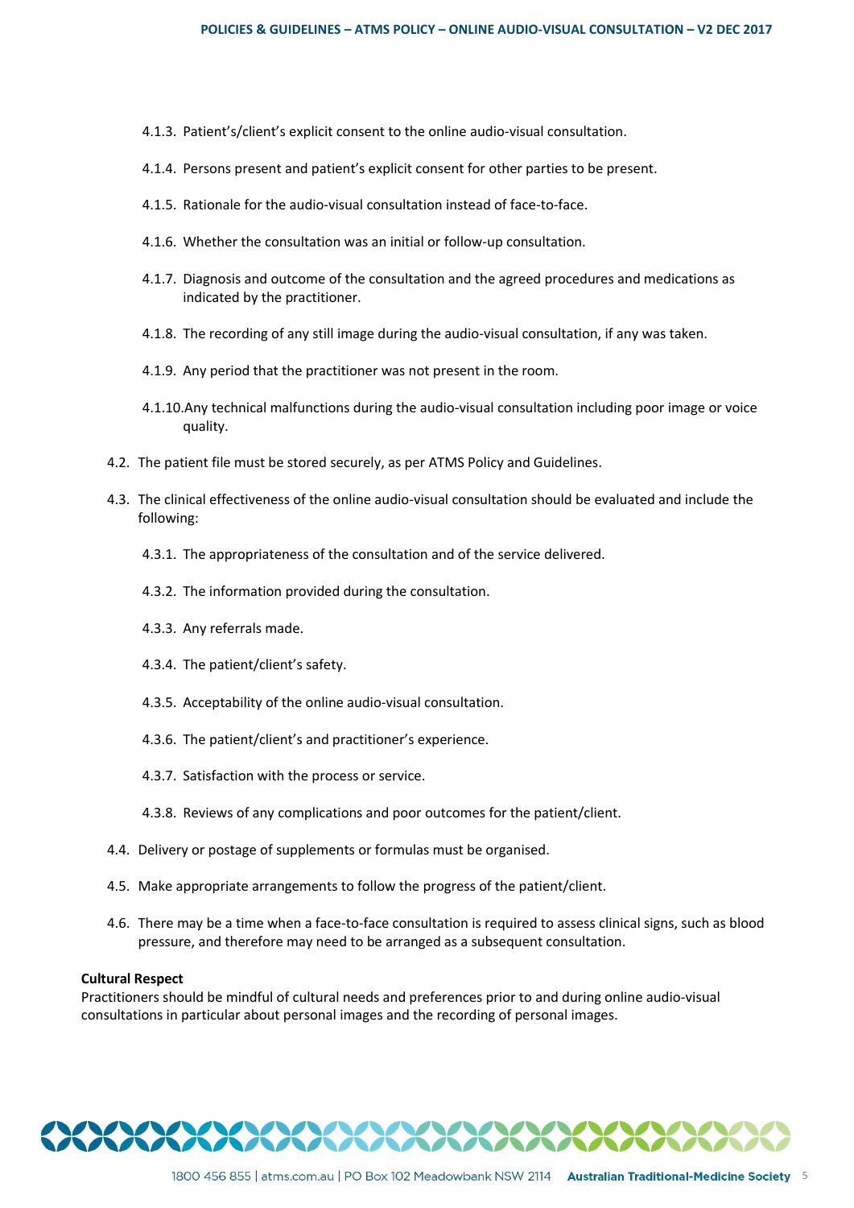4.1.3. Patient's/client's explicit consent to the online audio-visual consultation.

4.1.4. Persons present and patient's explicit consent for other parties to be present.

4.1.5. Rationale for the audio-visual consultation instead of face-to-face.

4.1.6. Whether the consultation was an initial or follow-up consultation.

4.1.7. Diagnosis and outcome of the consultation and the agreed procedures and medications as indicated by the practitioner.

4.1.8. The recording of any still image during the audio-visual consultation, if any was taken.

4.1.9. Any period that the practitioner was not present in the room.

4.1.10. Any technical malfunctions during the audio-visual consultation including poor image or voice quality.

4.2. The patient file must be stored securely, as per ATMS Policy and Guidelines.

4.3. The clinical effectiveness of the online audio-visual consultation should be evaluated and include the following:

4.3.1. The appropriateness of the consultation and of the service delivered.

4.3.2. The information provided during the consultation.

4.3.3. Any referrals made.

4.3.4. The patient/client's safety.

4.3.5. Acceptability of the online audio-visual consultation.

4.3.6. The patient/client's and practitioner's experience.

4.3.7. Satisfaction with the process or service.

4.3.8. Reviews of any complications and poor outcomes for the patient/client.

4.4. Delivery or postage of supplements or formulas must be organised.

4.5. Make appropriate arrangements to follow the progress of the patient/client.

4.6. There may be a time when a face-to-face consultation is required to assess clinical signs, such as blood pressure, and therefore may need to be arranged as a subsequent consultation.

**Cultural Respect**

Practitioners should be mindful of cultural needs and preferences prior to and during online audio-visual consultations in particular about personal images and the recording of personal images.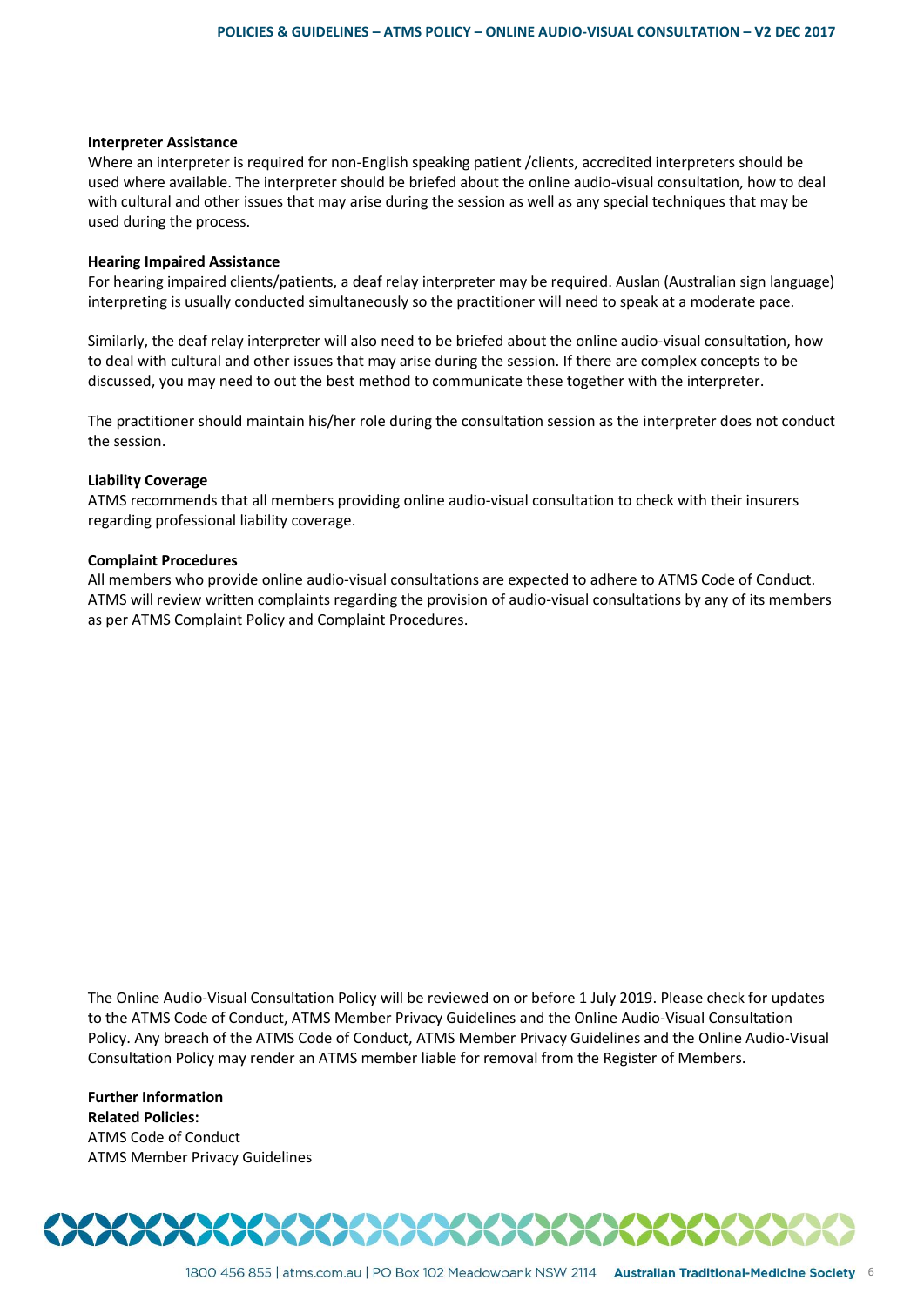**Interpreter Assistance**
Where an interpreter is required for non-English speaking patient /clients, accredited interpreters should be used where available. The interpreter should be briefed about the online audio-visual consultation, how to deal with cultural and other issues that may arise during the session as well as any special techniques that may be used during the process.

**Hearing Impaired Assistance**
For hearing impaired clients/patients, a deaf relay interpreter may be required. Auslan (Australian sign language) interpreting is usually conducted simultaneously so the practitioner will need to speak at a moderate pace.

Similarly, the deaf relay interpreter will also need to be briefed about the online audio-visual consultation, how to deal with cultural and other issues that may arise during the session. If there are complex concepts to be discussed, you may need to out the best method to communicate these together with the interpreter.

The practitioner should maintain his/her role during the consultation session as the interpreter does not conduct the session.

**Liability Coverage**
ATMS recommends that all members providing online audio-visual consultation to check with their insurers regarding professional liability coverage.

**Complaint Procedures**
All members who provide online audio-visual consultations are expected to adhere to ATMS Code of Conduct. ATMS will review written complaints regarding the provision of audio-visual consultations by any of its members as per ATMS Complaint Policy and Complaint Procedures.

The Online Audio-Visual Consultation Policy will be reviewed on or before 1 July 2019. Please check for updates to the ATMS Code of Conduct, ATMS Member Privacy Guidelines and the Online Audio-Visual Consultation Policy. Any breach of the ATMS Code of Conduct, ATMS Member Privacy Guidelines and the Online Audio-Visual Consultation Policy may render an ATMS member liable for removal from the Register of Members.

**Further Information**
**Related Policies:**
ATMS Code of Conduct
ATMS Member Privacy Guidelines